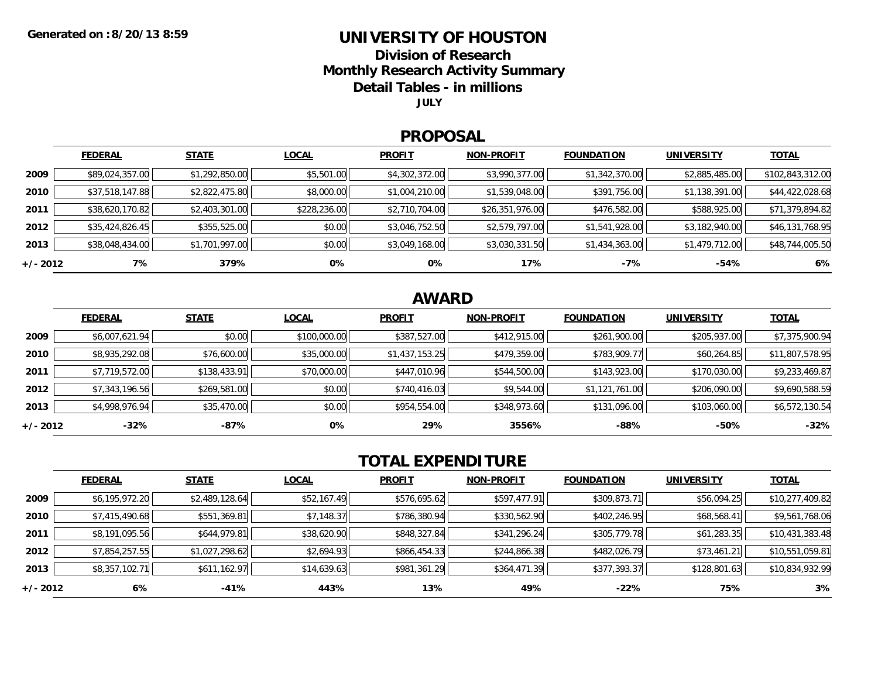Generated on :8/20/13 8:59

# UNIVERSITY OF HOUSTON

## Division of Research
## Monthly Research Activity Summary
## Detail Tables - in millions

**JULY**

## PROPOSAL

| | FEDERAL | STATE | LOCAL | PROFIT | NON-PROFIT | FOUNDATION | UNIVERSITY | TOTAL |
|---|---|---|---|---|---|---|---|---|
| 2009 | $89,024,357.00 | $1,292,850.00 | $5,501.00 | $4,302,372.00 | $3,990,377.00 | $1,342,370.00 | $2,885,485.00 | $102,843,312.00 |
| 2010 | $37,518,147.88 | $2,822,475.80 | $8,000.00 | $1,004,210.00 | $1,539,048.00 | $391,756.00 | $1,138,391.00 | $44,422,028.68 |
| 2011 | $38,620,170.82 | $2,403,301.00 | $228,236.00 | $2,710,704.00 | $26,351,976.00 | $476,582.00 | $588,925.00 | $71,379,894.82 |
| 2012 | $35,424,826.45 | $355,525.00 | $0.00 | $3,046,752.50 | $2,579,797.00 | $1,541,928.00 | $3,182,940.00 | $46,131,768.95 |
| 2013 | $38,048,434.00 | $1,701,997.00 | $0.00 | $3,049,168.00 | $3,030,331.50 | $1,434,363.00 | $1,479,712.00 | $48,744,005.50 |
| +/- 2012 | 7% | 379% | 0% | 0% | 17% | -7% | -54% | 6% |

## AWARD

| | FEDERAL | STATE | LOCAL | PROFIT | NON-PROFIT | FOUNDATION | UNIVERSITY | TOTAL |
|---|---|---|---|---|---|---|---|---|
| 2009 | $6,007,621.94 | $0.00 | $100,000.00 | $387,527.00 | $412,915.00 | $261,900.00 | $205,937.00 | $7,375,900.94 |
| 2010 | $8,935,292.08 | $76,600.00 | $35,000.00 | $1,437,153.25 | $479,359.00 | $783,909.77 | $60,264.85 | $11,807,578.95 |
| 2011 | $7,719,572.00 | $138,433.91 | $70,000.00 | $447,010.96 | $544,500.00 | $143,923.00 | $170,030.00 | $9,233,469.87 |
| 2012 | $7,343,196.56 | $269,581.00 | $0.00 | $740,416.03 | $9,544.00 | $1,121,761.00 | $206,090.00 | $9,690,588.59 |
| 2013 | $4,998,976.94 | $35,470.00 | $0.00 | $954,554.00 | $348,973.60 | $131,096.00 | $103,060.00 | $6,572,130.54 |
| +/- 2012 | -32% | -87% | 0% | 29% | 3556% | -88% | -50% | -32% |

## TOTAL EXPENDITURE

| | FEDERAL | STATE | LOCAL | PROFIT | NON-PROFIT | FOUNDATION | UNIVERSITY | TOTAL |
|---|---|---|---|---|---|---|---|---|
| 2009 | $6,195,972.20 | $2,489,128.64 | $52,167.49 | $576,695.62 | $597,477.91 | $309,873.71 | $56,094.25 | $10,277,409.82 |
| 2010 | $7,415,490.68 | $551,369.81 | $7,148.37 | $786,380.94 | $330,562.90 | $402,246.95 | $68,568.41 | $9,561,768.06 |
| 2011 | $8,191,095.56 | $644,979.81 | $38,620.90 | $848,327.84 | $341,296.24 | $305,779.78 | $61,283.35 | $10,431,383.48 |
| 2012 | $7,854,257.55 | $1,027,298.62 | $2,694.93 | $866,454.33 | $244,866.38 | $482,026.79 | $73,461.21 | $10,551,059.81 |
| 2013 | $8,357,102.71 | $611,162.97 | $14,639.63 | $981,361.29 | $364,471.39 | $377,393.37 | $128,801.63 | $10,834,932.99 |
| +/- 2012 | 6% | -41% | 443% | 13% | 49% | -22% | 75% | 3% |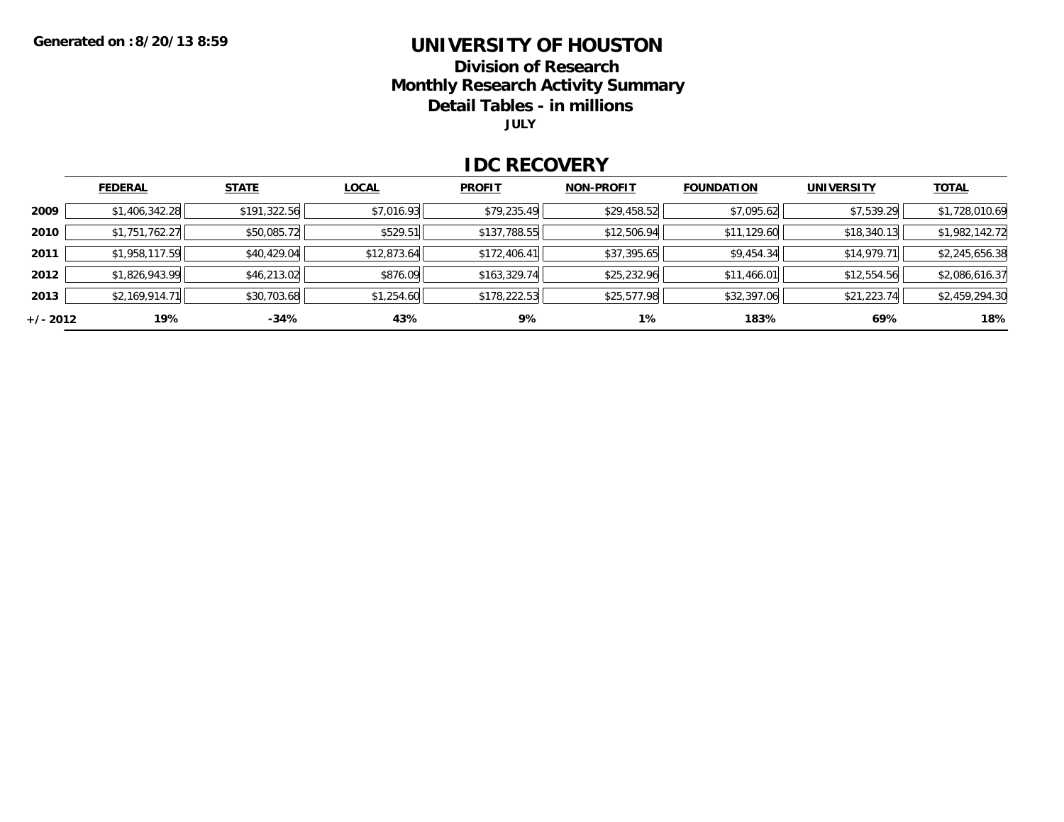Generated on :8/20/13 8:59

# UNIVERSITY OF HOUSTON

## Division of Research

## Monthly Research Activity Summary

## Detail Tables - in millions

**JULY**

## IDC RECOVERY

| | FEDERAL | STATE | LOCAL | PROFIT | NON-PROFIT | FOUNDATION | UNIVERSITY | TOTAL |
|---|---|---|---|---|---|---|---|---|
| **2009** | $1,406,342.28 | $191,322.56 | $7,016.93 | $79,235.49 | $29,458.52 | $7,095.62 | $7,539.29 | $1,728,010.69 |
| **2010** | $1,751,762.27 | $50,085.72 | $529.51 | $137,788.55 | $12,506.94 | $11,129.60 | $18,340.13 | $1,982,142.72 |
| **2011** | $1,958,117.59 | $40,429.04 | $12,873.64 | $172,406.41 | $37,395.65 | $9,454.34 | $14,979.71 | $2,245,656.38 |
| **2012** | $1,826,943.99 | $46,213.02 | $876.09 | $163,329.74 | $25,232.96 | $11,466.01 | $12,554.56 | $2,086,616.37 |
| **2013** | $2,169,914.71 | $30,703.68 | $1,254.60 | $178,222.53 | $25,577.98 | $32,397.06 | $21,223.74 | $2,459,294.30 |
| **+/- 2012** | **19%** | **-34%** | **43%** | **9%** | **1%** | **183%** | **69%** | **18%** |